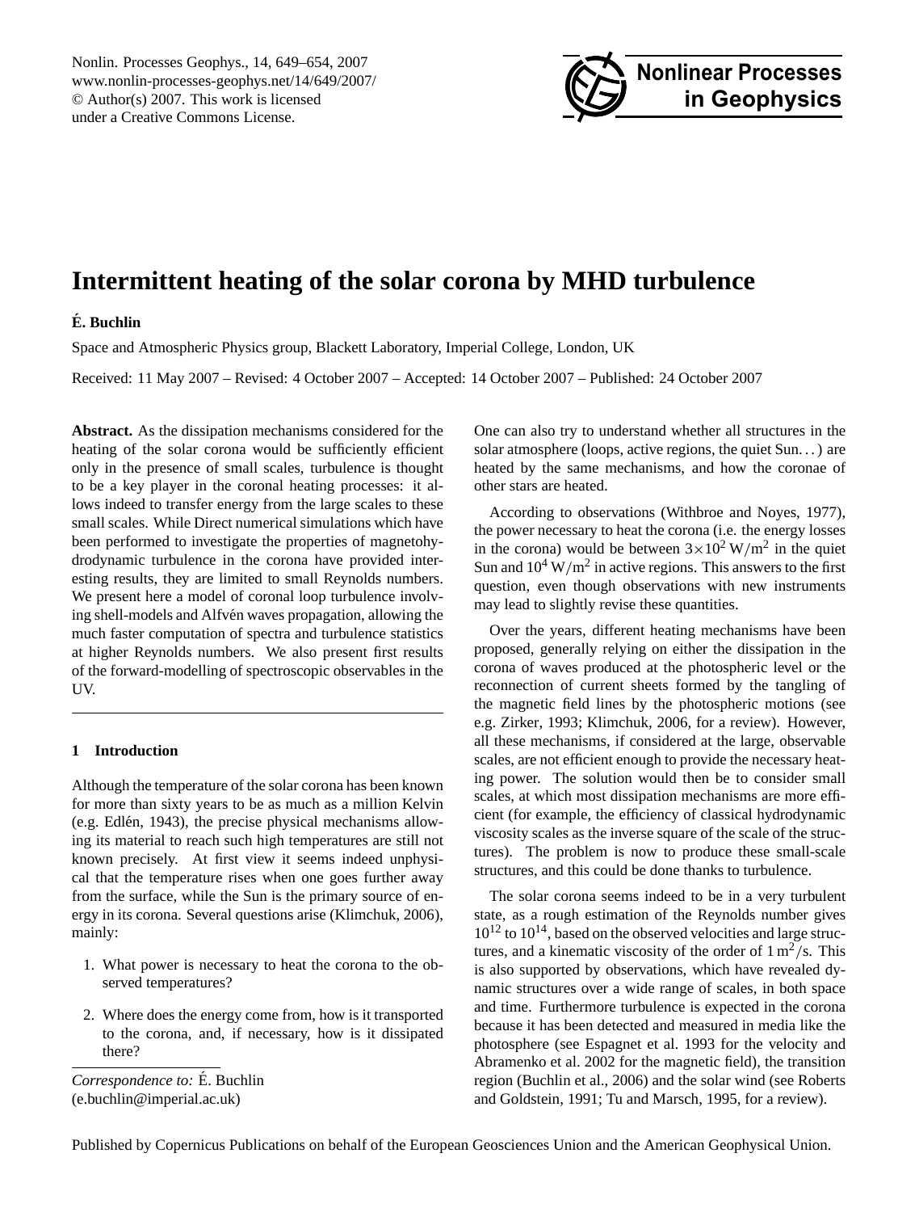# Intermittent heating of the solar corona by MHD turbulence

**É. Buchlin**

Space and Atmospheric Physics group, Blackett Laboratory, Imperial College, London, UK

Received: 11 May 2007 – Revised: 4 October 2007 – Accepted: 14 October 2007 – Published: 24 October 2007

**Abstract.** As the dissipation mechanisms considered for the heating of the solar corona would be sufficiently efficient only in the presence of small scales, turbulence is thought to be a key player in the coronal heating processes: it allows indeed to transfer energy from the large scales to these small scales. While Direct numerical simulations which have been performed to investigate the properties of magnetohydrodynamic turbulence in the corona have provided interesting results, they are limited to small Reynolds numbers. We present here a model of coronal loop turbulence involving shell-models and Alfvén waves propagation, allowing the much faster computation of spectra and turbulence statistics at higher Reynolds numbers. We also present first results of the forward-modelling of spectroscopic observables in the UV.

## 1 Introduction

Although the temperature of the solar corona has been known for more than sixty years to be as much as a million Kelvin (e.g. Edlén, 1943), the precise physical mechanisms allowing its material to reach such high temperatures are still not known precisely. At first view it seems indeed unphysical that the temperature rises when one goes further away from the surface, while the Sun is the primary source of energy in its corona. Several questions arise (Klimchuk, 2006), mainly:

1. What power is necessary to heat the corona to the observed temperatures?
2. Where does the energy come from, how is it transported to the corona, and, if necessary, how is it dissipated there?

*Correspondence to:* É. Buchlin (e.buchlin@imperial.ac.uk)

One can also try to understand whether all structures in the solar atmosphere (loops, active regions, the quiet Sun…) are heated by the same mechanisms, and how the coronae of other stars are heated.

According to observations (Withbroe and Noyes, 1977), the power necessary to heat the corona (i.e. the energy losses in the corona) would be between $3\times10^2\,\mathrm{W/m^2}$ in the quiet Sun and $10^4\,\mathrm{W/m^2}$ in active regions. This answers to the first question, even though observations with new instruments may lead to slightly revise these quantities.

Over the years, different heating mechanisms have been proposed, generally relying on either the dissipation in the corona of waves produced at the photospheric level or the reconnection of current sheets formed by the tangling of the magnetic field lines by the photospheric motions (see e.g. Zirker, 1993; Klimchuk, 2006, for a review). However, all these mechanisms, if considered at the large, observable scales, are not efficient enough to provide the necessary heating power. The solution would then be to consider small scales, at which most dissipation mechanisms are more efficient (for example, the efficiency of classical hydrodynamic viscosity scales as the inverse square of the scale of the structures). The problem is now to produce these small-scale structures, and this could be done thanks to turbulence.

The solar corona seems indeed to be in a very turbulent state, as a rough estimation of the Reynolds number gives $10^{12}$ to $10^{14}$, based on the observed velocities and large structures, and a kinematic viscosity of the order of $1\,\mathrm{m^2/s}$. This is also supported by observations, which have revealed dynamic structures over a wide range of scales, in both space and time. Furthermore turbulence is expected in the corona because it has been detected and measured in media like the photosphere (see Espagnet et al. 1993 for the velocity and Abramenko et al. 2002 for the magnetic field), the transition region (Buchlin et al., 2006) and the solar wind (see Roberts and Goldstein, 1991; Tu and Marsch, 1995, for a review).

Published by Copernicus Publications on behalf of the European Geosciences Union and the American Geophysical Union.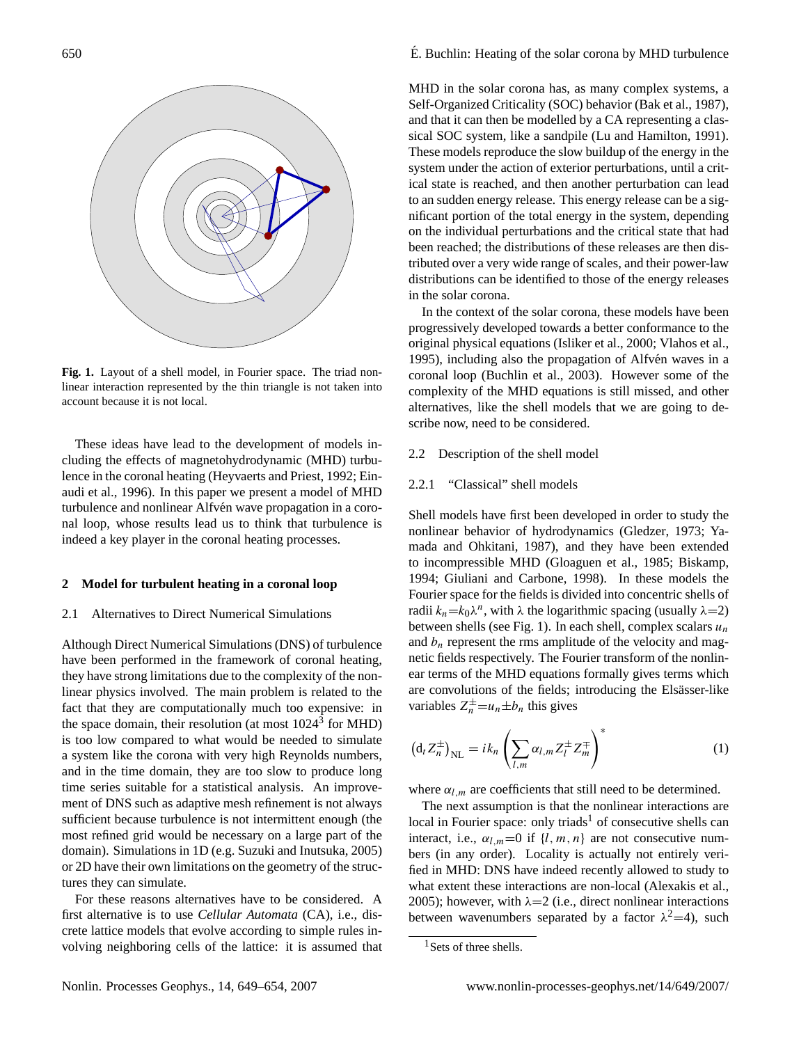Fig. 1. Layout of a shell model, in Fourier space. The triad nonlinear interaction represented by the thin triangle is not taken into account because it is not local.

These ideas have lead to the development of models including the effects of magnetohydrodynamic (MHD) turbulence in the coronal heating (Heyvaerts and Priest, 1992; Einaudi et al., 1996). In this paper we present a model of MHD turbulence and nonlinear Alfvén wave propagation in a coronal loop, whose results lead us to think that turbulence is indeed a key player in the coronal heating processes.

## 2 Model for turbulent heating in a coronal loop

### 2.1 Alternatives to Direct Numerical Simulations

Although Direct Numerical Simulations (DNS) of turbulence have been performed in the framework of coronal heating, they have strong limitations due to the complexity of the nonlinear physics involved. The main problem is related to the fact that they are computationally much too expensive: in the space domain, their resolution (at most $1024^3$ for MHD) is too low compared to what would be needed to simulate a system like the corona with very high Reynolds numbers, and in the time domain, they are too slow to produce long time series suitable for a statistical analysis. An improvement of DNS such as adaptive mesh refinement is not always sufficient because turbulence is not intermittent enough (the most refined grid would be necessary on a large part of the domain). Simulations in 1D (e.g. Suzuki and Inutsuka, 2005) or 2D have their own limitations on the geometry of the structures they can simulate.

For these reasons alternatives have to be considered. A first alternative is to use *Cellular Automata* (CA), i.e., discrete lattice models that evolve according to simple rules involving neighboring cells of the lattice: it is assumed that MHD in the solar corona has, as many complex systems, a Self-Organized Criticality (SOC) behavior (Bak et al., 1987), and that it can then be modelled by a CA representing a classical SOC system, like a sandpile (Lu and Hamilton, 1991). These models reproduce the slow buildup of the energy in the system under the action of exterior perturbations, until a critical state is reached, and then another perturbation can lead to an sudden energy release. This energy release can be a significant portion of the total energy in the system, depending on the individual perturbations and the critical state that had been reached; the distributions of these releases are then distributed over a very wide range of scales, and their power-law distributions can be identified to those of the energy releases in the solar corona.

In the context of the solar corona, these models have been progressively developed towards a better conformance to the original physical equations (Isliker et al., 2000; Vlahos et al., 1995), including also the propagation of Alfvén waves in a coronal loop (Buchlin et al., 2003). However some of the complexity of the MHD equations is still missed, and other alternatives, like the shell models that we are going to describe now, need to be considered.

### 2.2 Description of the shell model

#### 2.2.1 "Classical" shell models

Shell models have first been developed in order to study the nonlinear behavior of hydrodynamics (Gledzer, 1973; Yamada and Ohkitani, 1987), and they have been extended to incompressible MHD (Gloaguen et al., 1985; Biskamp, 1994; Giuliani and Carbone, 1998). In these models the Fourier space for the fields is divided into concentric shells of radii $k_n = k_0 \lambda^n$, with $\lambda$ the logarithmic spacing (usually $\lambda=2$) between shells (see Fig. 1). In each shell, complex scalars $u_n$ and $b_n$ represent the rms amplitude of the velocity and magnetic fields respectively. The Fourier transform of the nonlinear terms of the MHD equations formally gives terms which are convolutions of the fields; introducing the Elsässer-like variables $Z_n^{\pm} = u_n \pm b_n$ this gives

$$(\mathrm{d}_t Z_n^{\pm})_{\mathrm{NL}} = i k_n \left( \sum_{l,m} \alpha_{l,m} Z_l^{\pm} Z_m^{\mp} \right)^* \tag{1}$$

where $\alpha_{l,m}$ are coefficients that still need to be determined.

The next assumption is that the nonlinear interactions are local in Fourier space: only triads[1] of consecutive shells can interact, i.e., $\alpha_{l,m}=0$ if $\{l, m, n\}$ are not consecutive numbers (in any order). Locality is actually not entirely verified in MHD: DNS have indeed recently allowed to study to what extent these interactions are non-local (Alexakis et al., 2005); however, with $\lambda=2$ (i.e., direct nonlinear interactions between wavenumbers separated by a factor $\lambda^2=4$), such

[1] Sets of three shells.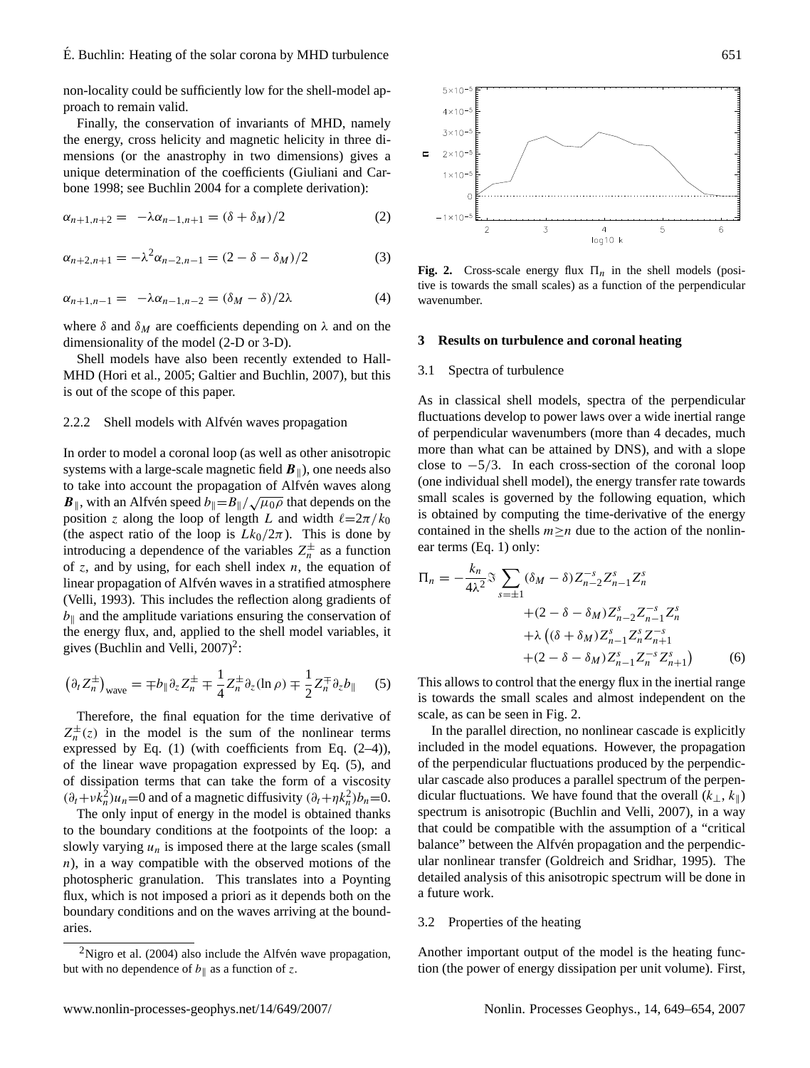non-locality could be sufficiently low for the shell-model approach to remain valid.

Finally, the conservation of invariants of MHD, namely the energy, cross helicity and magnetic helicity in three dimensions (or the anastrophy in two dimensions) gives a unique determination of the coefficients (Giuliani and Carbone 1998; see Buchlin 2004 for a complete derivation):

$$\alpha_{n+1,n+2} = -\lambda\alpha_{n-1,n+1} = (\delta + \delta_M)/2 \tag{2}$$

$$\alpha_{n+2,n+1} = -\lambda^2\alpha_{n-2,n-1} = (2 - \delta - \delta_M)/2 \tag{3}$$

$$\alpha_{n+1,n-1} = -\lambda\alpha_{n-1,n-2} = (\delta_M - \delta)/2\lambda \tag{4}$$

where $\delta$ and $\delta_M$ are coefficients depending on $\lambda$ and on the dimensionality of the model (2-D or 3-D).

Shell models have also been recently extended to Hall-MHD (Hori et al., 2005; Galtier and Buchlin, 2007), but this is out of the scope of this paper.

#### 2.2.2 Shell models with Alfvén waves propagation

In order to model a coronal loop (as well as other anisotropic systems with a large-scale magnetic field $\boldsymbol{B}_\parallel$), one needs also to take into account the propagation of Alfvén waves along $\boldsymbol{B}_\parallel$, with an Alfvén speed $b_\parallel = B_\parallel/\sqrt{\mu_0\rho}$ that depends on the position $z$ along the loop of length $L$ and width $\ell = 2\pi/k_0$ (the aspect ratio of the loop is $Lk_0/2\pi$). This is done by introducing a dependence of the variables $Z_n^\pm$ as a function of $z$, and by using, for each shell index $n$, the equation of linear propagation of Alfvén waves in a stratified atmosphere (Velli, 1993). This includes the reflection along gradients of $b_\parallel$ and the amplitude variations ensuring the conservation of the energy flux, and, applied to the shell model variables, it gives (Buchlin and Velli, 2007)[2]:

$$\left(\partial_t Z_n^\pm\right)_{\text{wave}} = \mp b_\parallel \partial_z Z_n^\pm \mp \frac{1}{4} Z_n^\pm \partial_z(\ln\rho) \mp \frac{1}{2} Z_n^\mp \partial_z b_\parallel \tag{5}$$

Therefore, the final equation for the time derivative of $Z_n^\pm(z)$ in the model is the sum of the nonlinear terms expressed by Eq. (1) (with coefficients from Eq. (2–4)), of the linear wave propagation expressed by Eq. (5), and of dissipation terms that can take the form of a viscosity $(\partial_t + \nu k_n^2)u_n = 0$ and of a magnetic diffusivity $(\partial_t + \eta k_n^2)b_n = 0$.

The only input of energy in the model is obtained thanks to the boundary conditions at the footpoints of the loop: a slowly varying $u_n$ is imposed there at the large scales (small $n$), in a way compatible with the observed motions of the photospheric granulation. This translates into a Poynting flux, which is not imposed a priori as it depends both on the boundary conditions and on the waves arriving at the boundaries.

[2] Nigro et al. (2004) also include the Alfvén wave propagation, but with no dependence of $b_\parallel$ as a function of $z$.

**Fig. 2.** Cross-scale energy flux $\Pi_n$ in the shell models (positive is towards the small scales) as a function of the perpendicular wavenumber.

## 3 Results on turbulence and coronal heating

### 3.1 Spectra of turbulence

As in classical shell models, spectra of the perpendicular fluctuations develop to power laws over a wide inertial range of perpendicular wavenumbers (more than 4 decades, much more than what can be attained by DNS), and with a slope close to $-5/3$. In each cross-section of the coronal loop (one individual shell model), the energy transfer rate towards small scales is governed by the following equation, which is obtained by computing the time-derivative of the energy contained in the shells $m \geq n$ due to the action of the nonlinear terms (Eq. 1) only:

$$\begin{aligned}\Pi_n = -\frac{k_n}{4\lambda^2}\Im\sum_{s=\pm1}&(\delta_M - \delta)Z_{n-2}^{-s}Z_{n-1}^{s}Z_n^{s}\\&+(2-\delta-\delta_M)Z_{n-2}^{s}Z_{n-1}^{-s}Z_n^{s}\\&+\lambda\big((\delta+\delta_M)Z_{n-1}^{s}Z_n^{s}Z_{n+1}^{-s}\\&+(2-\delta-\delta_M)Z_{n-1}^{s}Z_n^{-s}Z_{n+1}^{s}\big)\end{aligned} \tag{6}$$

This allows to control that the energy flux in the inertial range is towards the small scales and almost independent on the scale, as can be seen in Fig. 2.

In the parallel direction, no nonlinear cascade is explicitly included in the model equations. However, the propagation of the perpendicular fluctuations produced by the perpendicular cascade also produces a parallel spectrum of the perpendicular fluctuations. We have found that the overall $(k_\perp, k_\parallel)$ spectrum is anisotropic (Buchlin and Velli, 2007), in a way that could be compatible with the assumption of a "critical balance" between the Alfvén propagation and the perpendicular nonlinear transfer (Goldreich and Sridhar, 1995). The detailed analysis of this anisotropic spectrum will be done in a future work.

### 3.2 Properties of the heating

Another important output of the model is the heating function (the power of energy dissipation per unit volume). First,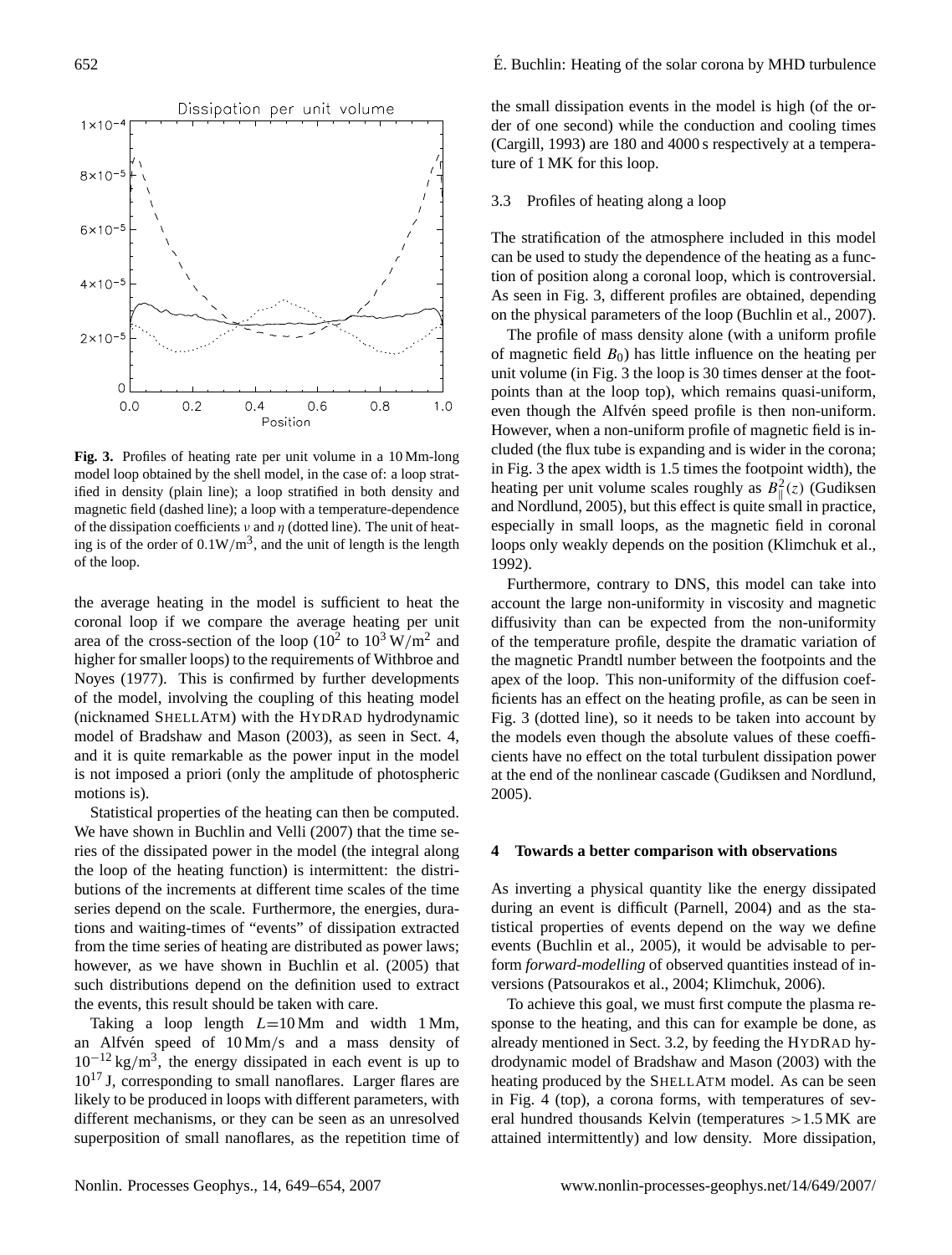**Fig. 3.** Profiles of heating rate per unit volume in a 10 Mm-long model loop obtained by the shell model, in the case of: a loop stratified in density (plain line); a loop stratified in both density and magnetic field (dashed line); a loop with a temperature-dependence of the dissipation coefficients $\nu$ and $\eta$ (dotted line). The unit of heating is of the order of $0.1\mathrm{W/m^3}$, and the unit of length is the length of the loop.

the average heating in the model is sufficient to heat the coronal loop if we compare the average heating per unit area of the cross-section of the loop ($10^2$ to $10^3\,\mathrm{W/m^2}$ and higher for smaller loops) to the requirements of Withbroe and Noyes (1977). This is confirmed by further developments of the model, involving the coupling of this heating model (nicknamed SHELLATM) with the HYDRAD hydrodynamic model of Bradshaw and Mason (2003), as seen in Sect. 4, and it is quite remarkable as the power input in the model is not imposed a priori (only the amplitude of photospheric motions is).

Statistical properties of the heating can then be computed. We have shown in Buchlin and Velli (2007) that the time series of the dissipated power in the model (the integral along the loop of the heating function) is intermittent: the distributions of the increments at different time scales of the time series depend on the scale. Furthermore, the energies, durations and waiting-times of "events" of dissipation extracted from the time series of heating are distributed as power laws; however, as we have shown in Buchlin et al. (2005) that such distributions depend on the definition used to extract the events, this result should be taken with care.

Taking a loop length $L$=10 Mm and width 1 Mm, an Alfvén speed of 10 Mm/s and a mass density of $10^{-12}\,\mathrm{kg/m^3}$, the energy dissipated in each event is up to $10^{17}$ J, corresponding to small nanoflares. Larger flares are likely to be produced in loops with different parameters, with different mechanisms, or they can be seen as an unresolved superposition of small nanoflares, as the repetition time of the small dissipation events in the model is high (of the order of one second) while the conduction and cooling times (Cargill, 1993) are 180 and 4000 s respectively at a temperature of 1 MK for this loop.

### 3.3 Profiles of heating along a loop

The stratification of the atmosphere included in this model can be used to study the dependence of the heating as a function of position along a coronal loop, which is controversial. As seen in Fig. 3, different profiles are obtained, depending on the physical parameters of the loop (Buchlin et al., 2007).

The profile of mass density alone (with a uniform profile of magnetic field $B_0$) has little influence on the heating per unit volume (in Fig. 3 the loop is 30 times denser at the footpoints than at the loop top), which remains quasi-uniform, even though the Alfvén speed profile is then non-uniform. However, when a non-uniform profile of magnetic field is included (the flux tube is expanding and is wider in the corona; in Fig. 3 the apex width is 1.5 times the footpoint width), the heating per unit volume scales roughly as $B_\parallel^2(z)$ (Gudiksen and Nordlund, 2005), but this effect is quite small in practice, especially in small loops, as the magnetic field in coronal loops only weakly depends on the position (Klimchuk et al., 1992).

Furthermore, contrary to DNS, this model can take into account the large non-uniformity in viscosity and magnetic diffusivity than can be expected from the non-uniformity of the temperature profile, despite the dramatic variation of the magnetic Prandtl number between the footpoints and the apex of the loop. This non-uniformity of the diffusion coefficients has an effect on the heating profile, as can be seen in Fig. 3 (dotted line), so it needs to be taken into account by the models even though the absolute values of these coefficients have no effect on the total turbulent dissipation power at the end of the nonlinear cascade (Gudiksen and Nordlund, 2005).

## 4 Towards a better comparison with observations

As inverting a physical quantity like the energy dissipated during an event is difficult (Parnell, 2004) and as the statistical properties of events depend on the way we define events (Buchlin et al., 2005), it would be advisable to perform *forward-modelling* of observed quantities instead of inversions (Patsourakos et al., 2004; Klimchuk, 2006).

To achieve this goal, we must first compute the plasma response to the heating, and this can for example be done, as already mentioned in Sect. 3.2, by feeding the HYDRAD hydrodynamic model of Bradshaw and Mason (2003) with the heating produced by the SHELLATM model. As can be seen in Fig. 4 (top), a corona forms, with temperatures of several hundred thousands Kelvin (temperatures >1.5 MK are attained intermittently) and low density. More dissipation,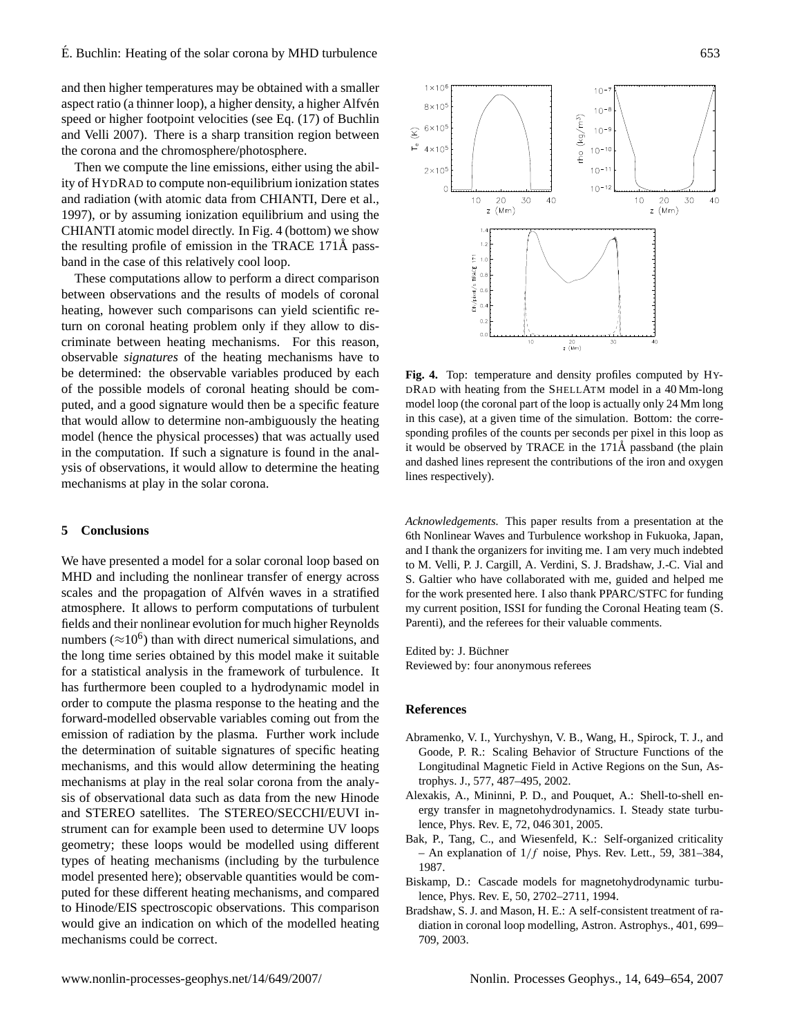and then higher temperatures may be obtained with a smaller aspect ratio (a thinner loop), a higher density, a higher Alfvén speed or higher footpoint velocities (see Eq. (17) of Buchlin and Velli 2007). There is a sharp transition region between the corona and the chromosphere/photosphere.

Then we compute the line emissions, either using the ability of HYDRAD to compute non-equilibrium ionization states and radiation (with atomic data from CHIANTI, Dere et al., 1997), or by assuming ionization equilibrium and using the CHIANTI atomic model directly. In Fig. 4 (bottom) we show the resulting profile of emission in the TRACE 171Å passband in the case of this relatively cool loop.

These computations allow to perform a direct comparison between observations and the results of models of coronal heating, however such comparisons can yield scientific return on coronal heating problem only if they allow to discriminate between heating mechanisms. For this reason, observable *signatures* of the heating mechanisms have to be determined: the observable variables produced by each of the possible models of coronal heating should be computed, and a good signature would then be a specific feature that would allow to determine non-ambiguously the heating model (hence the physical processes) that was actually used in the computation. If such a signature is found in the analysis of observations, it would allow to determine the heating mechanisms at play in the solar corona.

**Fig. 4.** Top: temperature and density profiles computed by HYDRAD with heating from the SHELLATM model in a 40 Mm-long model loop (the coronal part of the loop is actually only 24 Mm long in this case), at a given time of the simulation. Bottom: the corresponding profiles of the counts per seconds per pixel in this loop as it would be observed by TRACE in the 171Å passband (the plain and dashed lines represent the contributions of the iron and oxygen lines respectively).

## 5 Conclusions

We have presented a model for a solar coronal loop based on MHD and including the nonlinear transfer of energy across scales and the propagation of Alfvén waves in a stratified atmosphere. It allows to perform computations of turbulent fields and their nonlinear evolution for much higher Reynolds numbers ($\approx 10^6$) than with direct numerical simulations, and the long time series obtained by this model make it suitable for a statistical analysis in the framework of turbulence. It has furthermore been coupled to a hydrodynamic model in order to compute the plasma response to the heating and the forward-modelled observable variables coming out from the emission of radiation by the plasma. Further work include the determination of suitable signatures of specific heating mechanisms, and this would allow determining the heating mechanisms at play in the real solar corona from the analysis of observational data such as data from the new Hinode and STEREO satellites. The STEREO/SECCHI/EUVI instrument can for example been used to determine UV loops geometry; these loops would be modelled using different types of heating mechanisms (including by the turbulence model presented here); observable quantities would be computed for these different heating mechanisms, and compared to Hinode/EIS spectroscopic observations. This comparison would give an indication on which of the modelled heating mechanisms could be correct.

*Acknowledgements.* This paper results from a presentation at the 6th Nonlinear Waves and Turbulence workshop in Fukuoka, Japan, and I thank the organizers for inviting me. I am very much indebted to M. Velli, P. J. Cargill, A. Verdini, S. J. Bradshaw, J.-C. Vial and S. Galtier who have collaborated with me, guided and helped me for the work presented here. I also thank PPARC/STFC for funding my current position, ISSI for funding the Coronal Heating team (S. Parenti), and the referees for their valuable comments.

Edited by: J. Büchner
Reviewed by: four anonymous referees

## References

Abramenko, V. I., Yurchyshyn, V. B., Wang, H., Spirock, T. J., and Goode, P. R.: Scaling Behavior of Structure Functions of the Longitudinal Magnetic Field in Active Regions on the Sun, Astrophys. J., 577, 487–495, 2002.

Alexakis, A., Mininni, P. D., and Pouquet, A.: Shell-to-shell energy transfer in magnetohydrodynamics. I. Steady state turbulence, Phys. Rev. E, 72, 046 301, 2005.

Bak, P., Tang, C., and Wiesenfeld, K.: Self-organized criticality – An explanation of $1/f$ noise, Phys. Rev. Lett., 59, 381–384, 1987.

Biskamp, D.: Cascade models for magnetohydrodynamic turbulence, Phys. Rev. E, 50, 2702–2711, 1994.

Bradshaw, S. J. and Mason, H. E.: A self-consistent treatment of radiation in coronal loop modelling, Astron. Astrophys., 401, 699–709, 2003.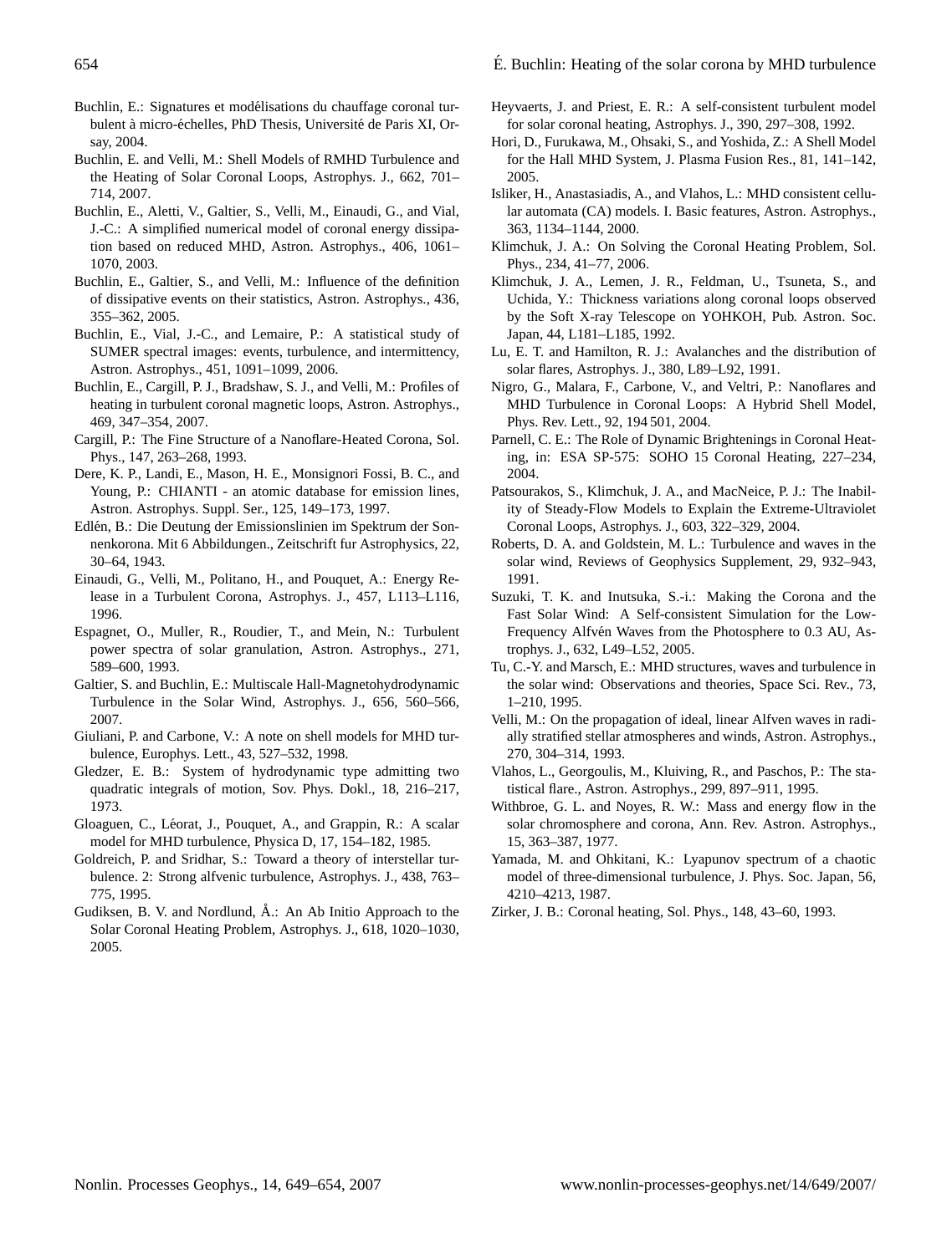Buchlin, E.: Signatures et modélisations du chauffage coronal turbulent à micro-échelles, PhD Thesis, Université de Paris XI, Orsay, 2004.

Buchlin, E. and Velli, M.: Shell Models of RMHD Turbulence and the Heating of Solar Coronal Loops, Astrophys. J., 662, 701–714, 2007.

Buchlin, E., Aletti, V., Galtier, S., Velli, M., Einaudi, G., and Vial, J.-C.: A simplified numerical model of coronal energy dissipation based on reduced MHD, Astron. Astrophys., 406, 1061–1070, 2003.

Buchlin, E., Galtier, S., and Velli, M.: Influence of the definition of dissipative events on their statistics, Astron. Astrophys., 436, 355–362, 2005.

Buchlin, E., Vial, J.-C., and Lemaire, P.: A statistical study of SUMER spectral images: events, turbulence, and intermittency, Astron. Astrophys., 451, 1091–1099, 2006.

Buchlin, E., Cargill, P. J., Bradshaw, S. J., and Velli, M.: Profiles of heating in turbulent coronal magnetic loops, Astron. Astrophys., 469, 347–354, 2007.

Cargill, P.: The Fine Structure of a Nanoflare-Heated Corona, Sol. Phys., 147, 263–268, 1993.

Dere, K. P., Landi, E., Mason, H. E., Monsignori Fossi, B. C., and Young, P.: CHIANTI - an atomic database for emission lines, Astron. Astrophys. Suppl. Ser., 125, 149–173, 1997.

Edlén, B.: Die Deutung der Emissionslinien im Spektrum der Sonnenkorona. Mit 6 Abbildungen., Zeitschrift fur Astrophysics, 22, 30–64, 1943.

Einaudi, G., Velli, M., Politano, H., and Pouquet, A.: Energy Release in a Turbulent Corona, Astrophys. J., 457, L113–L116, 1996.

Espagnet, O., Muller, R., Roudier, T., and Mein, N.: Turbulent power spectra of solar granulation, Astron. Astrophys., 271, 589–600, 1993.

Galtier, S. and Buchlin, E.: Multiscale Hall-Magnetohydrodynamic Turbulence in the Solar Wind, Astrophys. J., 656, 560–566, 2007.

Giuliani, P. and Carbone, V.: A note on shell models for MHD turbulence, Europhys. Lett., 43, 527–532, 1998.

Gledzer, E. B.: System of hydrodynamic type admitting two quadratic integrals of motion, Sov. Phys. Dokl., 18, 216–217, 1973.

Gloaguen, C., Léorat, J., Pouquet, A., and Grappin, R.: A scalar model for MHD turbulence, Physica D, 17, 154–182, 1985.

Goldreich, P. and Sridhar, S.: Toward a theory of interstellar turbulence. 2: Strong alfvenic turbulence, Astrophys. J., 438, 763–775, 1995.

Gudiksen, B. V. and Nordlund, Å.: An Ab Initio Approach to the Solar Coronal Heating Problem, Astrophys. J., 618, 1020–1030, 2005.

Heyvaerts, J. and Priest, E. R.: A self-consistent turbulent model for solar coronal heating, Astrophys. J., 390, 297–308, 1992.

Hori, D., Furukawa, M., Ohsaki, S., and Yoshida, Z.: A Shell Model for the Hall MHD System, J. Plasma Fusion Res., 81, 141–142, 2005.

Isliker, H., Anastasiadis, A., and Vlahos, L.: MHD consistent cellular automata (CA) models. I. Basic features, Astron. Astrophys., 363, 1134–1144, 2000.

Klimchuk, J. A.: On Solving the Coronal Heating Problem, Sol. Phys., 234, 41–77, 2006.

Klimchuk, J. A., Lemen, J. R., Feldman, U., Tsuneta, S., and Uchida, Y.: Thickness variations along coronal loops observed by the Soft X-ray Telescope on YOHKOH, Pub. Astron. Soc. Japan, 44, L181–L185, 1992.

Lu, E. T. and Hamilton, R. J.: Avalanches and the distribution of solar flares, Astrophys. J., 380, L89–L92, 1991.

Nigro, G., Malara, F., Carbone, V., and Veltri, P.: Nanoflares and MHD Turbulence in Coronal Loops: A Hybrid Shell Model, Phys. Rev. Lett., 92, 194 501, 2004.

Parnell, C. E.: The Role of Dynamic Brightenings in Coronal Heating, in: ESA SP-575: SOHO 15 Coronal Heating, 227–234, 2004.

Patsourakos, S., Klimchuk, J. A., and MacNeice, P. J.: The Inability of Steady-Flow Models to Explain the Extreme-Ultraviolet Coronal Loops, Astrophys. J., 603, 322–329, 2004.

Roberts, D. A. and Goldstein, M. L.: Turbulence and waves in the solar wind, Reviews of Geophysics Supplement, 29, 932–943, 1991.

Suzuki, T. K. and Inutsuka, S.-i.: Making the Corona and the Fast Solar Wind: A Self-consistent Simulation for the Low-Frequency Alfvén Waves from the Photosphere to 0.3 AU, Astrophys. J., 632, L49–L52, 2005.

Tu, C.-Y. and Marsch, E.: MHD structures, waves and turbulence in the solar wind: Observations and theories, Space Sci. Rev., 73, 1–210, 1995.

Velli, M.: On the propagation of ideal, linear Alfven waves in radially stratified stellar atmospheres and winds, Astron. Astrophys., 270, 304–314, 1993.

Vlahos, L., Georgoulis, M., Kluiving, R., and Paschos, P.: The statistical flare., Astron. Astrophys., 299, 897–911, 1995.

Withbroe, G. L. and Noyes, R. W.: Mass and energy flow in the solar chromosphere and corona, Ann. Rev. Astron. Astrophys., 15, 363–387, 1977.

Yamada, M. and Ohkitani, K.: Lyapunov spectrum of a chaotic model of three-dimensional turbulence, J. Phys. Soc. Japan, 56, 4210–4213, 1987.

Zirker, J. B.: Coronal heating, Sol. Phys., 148, 43–60, 1993.